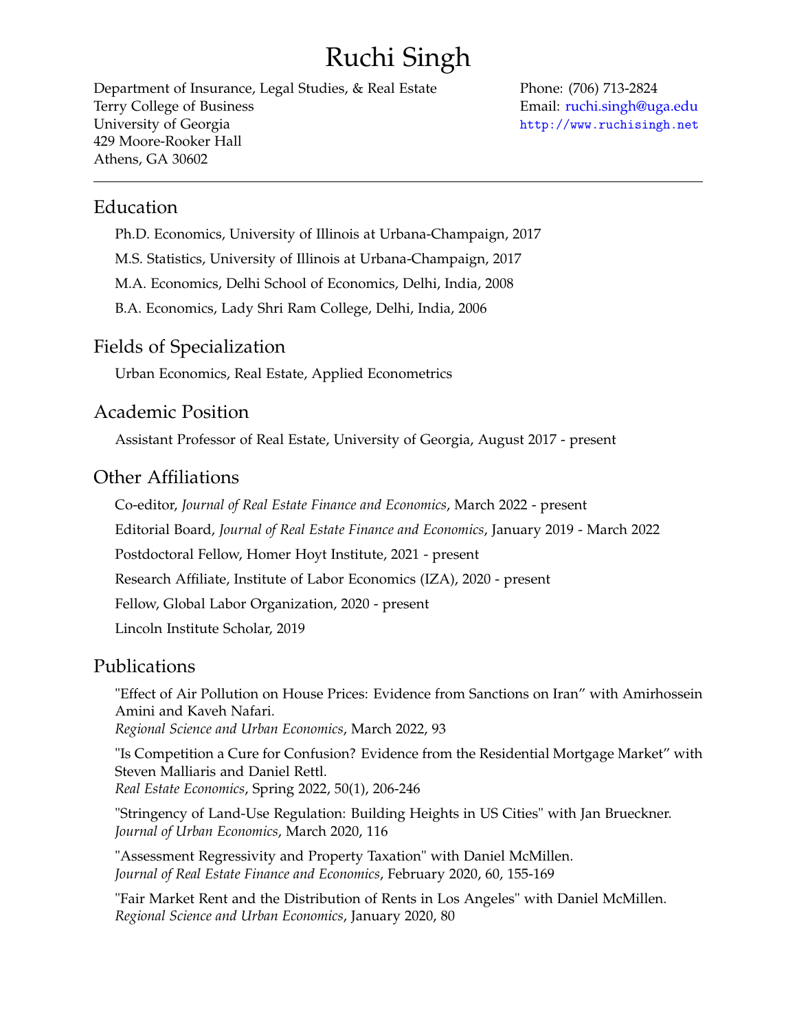# Ruchi Singh

Department of Insurance, Legal Studies, & Real Estate
Terry College of Business
University of Georgia
429 Moore-Rooker Hall
Athens, GA 30602

Phone: (706) 713-2824
Email: ruchi.singh@uga.edu
http://www.ruchisingh.net

---

## Education

Ph.D. Economics, University of Illinois at Urbana-Champaign, 2017

M.S. Statistics, University of Illinois at Urbana-Champaign, 2017

M.A. Economics, Delhi School of Economics, Delhi, India, 2008

B.A. Economics, Lady Shri Ram College, Delhi, India, 2006

## Fields of Specialization

Urban Economics, Real Estate, Applied Econometrics

## Academic Position

Assistant Professor of Real Estate, University of Georgia, August 2017 - present

## Other Affiliations

Co-editor, *Journal of Real Estate Finance and Economics*, March 2022 - present

Editorial Board, *Journal of Real Estate Finance and Economics*, January 2019 - March 2022

Postdoctoral Fellow, Homer Hoyt Institute, 2021 - present

Research Affiliate, Institute of Labor Economics (IZA), 2020 - present

Fellow, Global Labor Organization, 2020 - present

Lincoln Institute Scholar, 2019

## Publications

"Effect of Air Pollution on House Prices: Evidence from Sanctions on Iran" with Amirhossein Amini and Kaveh Nafari.
*Regional Science and Urban Economics*, March 2022, 93

"Is Competition a Cure for Confusion? Evidence from the Residential Mortgage Market" with Steven Malliaris and Daniel Rettl.
*Real Estate Economics*, Spring 2022, 50(1), 206-246

"Stringency of Land-Use Regulation: Building Heights in US Cities" with Jan Brueckner.
*Journal of Urban Economics*, March 2020, 116

"Assessment Regressivity and Property Taxation" with Daniel McMillen.
*Journal of Real Estate Finance and Economics*, February 2020, 60, 155-169

"Fair Market Rent and the Distribution of Rents in Los Angeles" with Daniel McMillen.
*Regional Science and Urban Economics*, January 2020, 80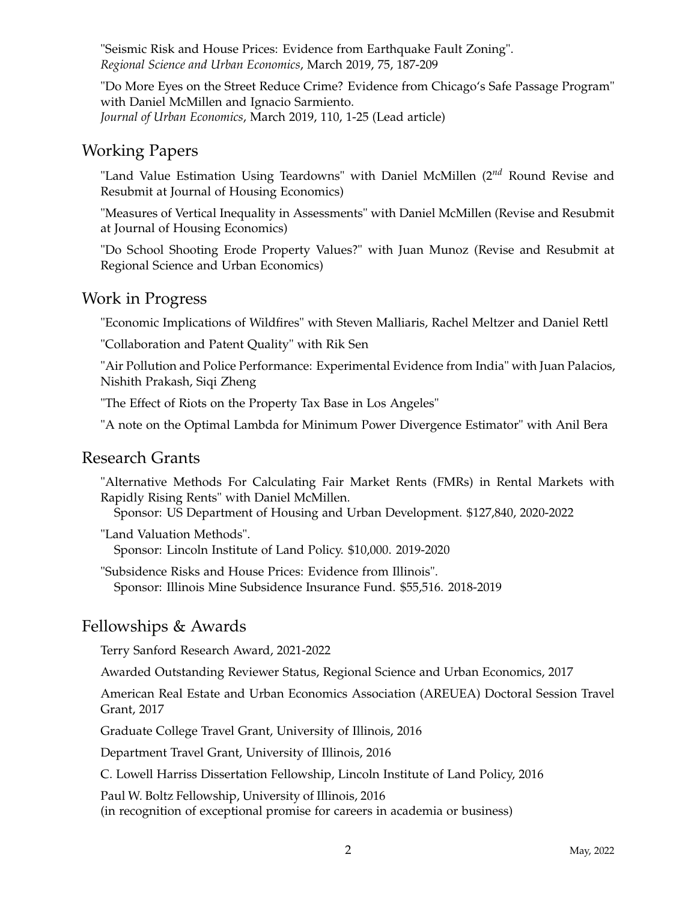"Seismic Risk and House Prices: Evidence from Earthquake Fault Zoning".
*Regional Science and Urban Economics*, March 2019, 75, 187-209

"Do More Eyes on the Street Reduce Crime? Evidence from Chicago's Safe Passage Program" with Daniel McMillen and Ignacio Sarmiento.
*Journal of Urban Economics*, March 2019, 110, 1-25 (Lead article)

## Working Papers

"Land Value Estimation Using Teardowns" with Daniel McMillen ($2^{nd}$ Round Revise and Resubmit at Journal of Housing Economics)

"Measures of Vertical Inequality in Assessments" with Daniel McMillen (Revise and Resubmit at Journal of Housing Economics)

"Do School Shooting Erode Property Values?" with Juan Munoz (Revise and Resubmit at Regional Science and Urban Economics)

## Work in Progress

"Economic Implications of Wildfires" with Steven Malliaris, Rachel Meltzer and Daniel Rettl

"Collaboration and Patent Quality" with Rik Sen

"Air Pollution and Police Performance: Experimental Evidence from India" with Juan Palacios, Nishith Prakash, Siqi Zheng

"The Effect of Riots on the Property Tax Base in Los Angeles"

"A note on the Optimal Lambda for Minimum Power Divergence Estimator" with Anil Bera

## Research Grants

"Alternative Methods For Calculating Fair Market Rents (FMRs) in Rental Markets with Rapidly Rising Rents" with Daniel McMillen.
Sponsor: US Department of Housing and Urban Development. $127,840, 2020-2022

"Land Valuation Methods".
Sponsor: Lincoln Institute of Land Policy. $10,000. 2019-2020

"Subsidence Risks and House Prices: Evidence from Illinois".
Sponsor: Illinois Mine Subsidence Insurance Fund. $55,516. 2018-2019

## Fellowships & Awards

Terry Sanford Research Award, 2021-2022

Awarded Outstanding Reviewer Status, Regional Science and Urban Economics, 2017

American Real Estate and Urban Economics Association (AREUEA) Doctoral Session Travel Grant, 2017

Graduate College Travel Grant, University of Illinois, 2016

Department Travel Grant, University of Illinois, 2016

C. Lowell Harriss Dissertation Fellowship, Lincoln Institute of Land Policy, 2016

Paul W. Boltz Fellowship, University of Illinois, 2016
(in recognition of exceptional promise for careers in academia or business)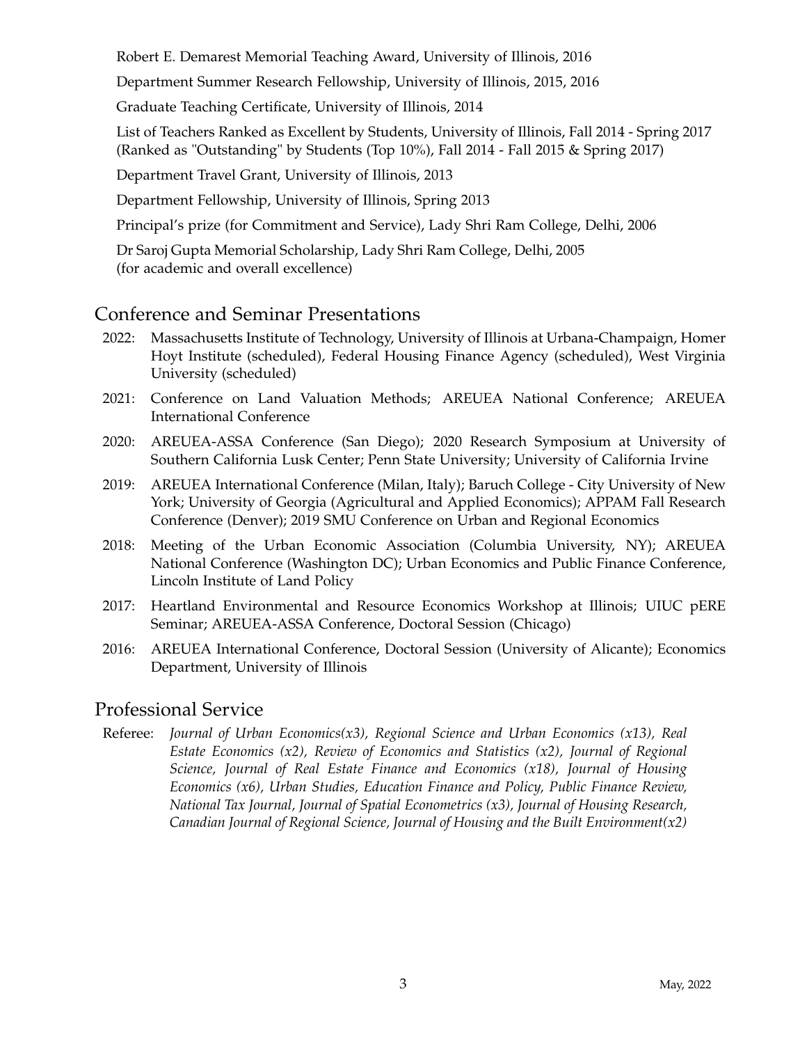Robert E. Demarest Memorial Teaching Award, University of Illinois, 2016

Department Summer Research Fellowship, University of Illinois, 2015, 2016

Graduate Teaching Certificate, University of Illinois, 2014

List of Teachers Ranked as Excellent by Students, University of Illinois, Fall 2014 - Spring 2017 (Ranked as "Outstanding" by Students (Top 10%), Fall 2014 - Fall 2015 & Spring 2017)

Department Travel Grant, University of Illinois, 2013

Department Fellowship, University of Illinois, Spring 2013

Principal's prize (for Commitment and Service), Lady Shri Ram College, Delhi, 2006

Dr Saroj Gupta Memorial Scholarship, Lady Shri Ram College, Delhi, 2005
(for academic and overall excellence)

## Conference and Seminar Presentations

- 2022: Massachusetts Institute of Technology, University of Illinois at Urbana-Champaign, Homer Hoyt Institute (scheduled), Federal Housing Finance Agency (scheduled), West Virginia University (scheduled)
- 2021: Conference on Land Valuation Methods; AREUEA National Conference; AREUEA International Conference
- 2020: AREUEA-ASSA Conference (San Diego); 2020 Research Symposium at University of Southern California Lusk Center; Penn State University; University of California Irvine
- 2019: AREUEA International Conference (Milan, Italy); Baruch College - City University of New York; University of Georgia (Agricultural and Applied Economics); APPAM Fall Research Conference (Denver); 2019 SMU Conference on Urban and Regional Economics
- 2018: Meeting of the Urban Economic Association (Columbia University, NY); AREUEA National Conference (Washington DC); Urban Economics and Public Finance Conference, Lincoln Institute of Land Policy
- 2017: Heartland Environmental and Resource Economics Workshop at Illinois; UIUC pERE Seminar; AREUEA-ASSA Conference, Doctoral Session (Chicago)
- 2016: AREUEA International Conference, Doctoral Session (University of Alicante); Economics Department, University of Illinois

## Professional Service

Referee: *Journal of Urban Economics(x3), Regional Science and Urban Economics (x13), Real Estate Economics (x2), Review of Economics and Statistics (x2), Journal of Regional Science, Journal of Real Estate Finance and Economics (x18), Journal of Housing Economics (x6), Urban Studies, Education Finance and Policy, Public Finance Review, National Tax Journal, Journal of Spatial Econometrics (x3), Journal of Housing Research, Canadian Journal of Regional Science, Journal of Housing and the Built Environment(x2)*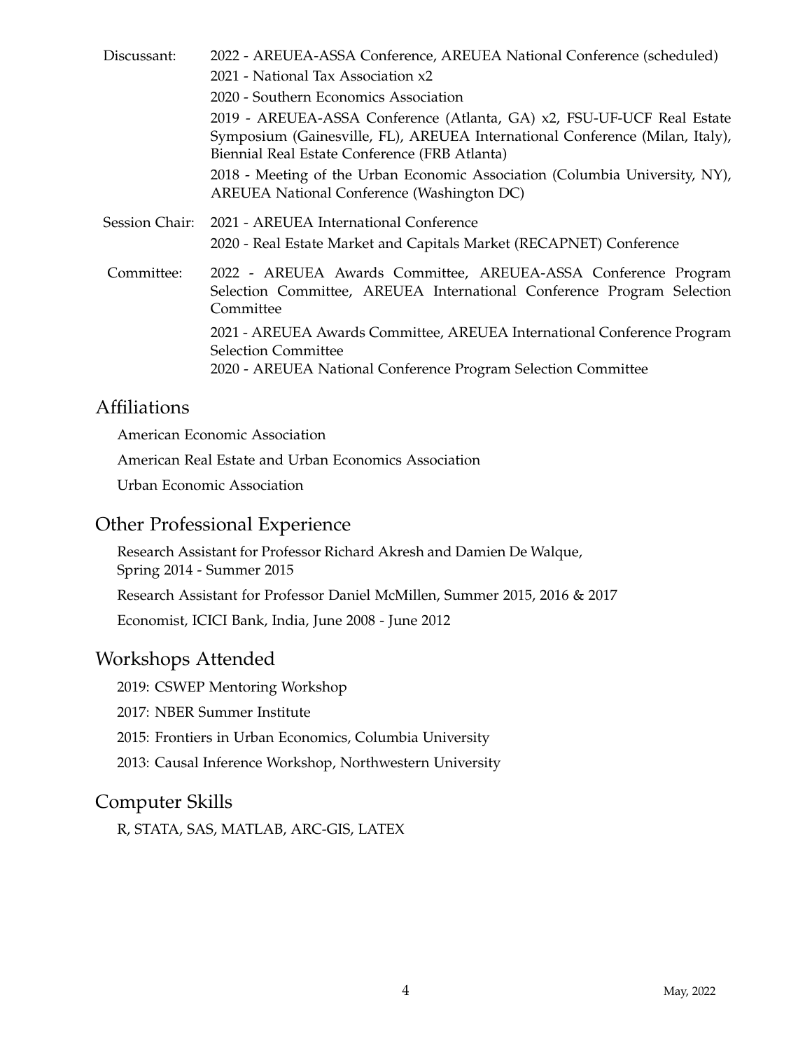Discussant:

2022 - AREUEA-ASSA Conference, AREUEA National Conference (scheduled)

2021 - National Tax Association x2

2020 - Southern Economics Association

2019 - AREUEA-ASSA Conference (Atlanta, GA) x2, FSU-UF-UCF Real Estate Symposium (Gainesville, FL), AREUEA International Conference (Milan, Italy), Biennial Real Estate Conference (FRB Atlanta)

2018 - Meeting of the Urban Economic Association (Columbia University, NY), AREUEA National Conference (Washington DC)

Session Chair:

2021 - AREUEA International Conference

2020 - Real Estate Market and Capitals Market (RECAPNET) Conference

Committee:

2022 - AREUEA Awards Committee, AREUEA-ASSA Conference Program Selection Committee, AREUEA International Conference Program Selection Committee

2021 - AREUEA Awards Committee, AREUEA International Conference Program Selection Committee

2020 - AREUEA National Conference Program Selection Committee

## Affiliations

American Economic Association

American Real Estate and Urban Economics Association

Urban Economic Association

## Other Professional Experience

Research Assistant for Professor Richard Akresh and Damien De Walque, Spring 2014 - Summer 2015

Research Assistant for Professor Daniel McMillen, Summer 2015, 2016 & 2017

Economist, ICICI Bank, India, June 2008 - June 2012

## Workshops Attended

2019: CSWEP Mentoring Workshop

2017: NBER Summer Institute

2015: Frontiers in Urban Economics, Columbia University

2013: Causal Inference Workshop, Northwestern University

## Computer Skills

R, STATA, SAS, MATLAB, ARC-GIS, LATEX